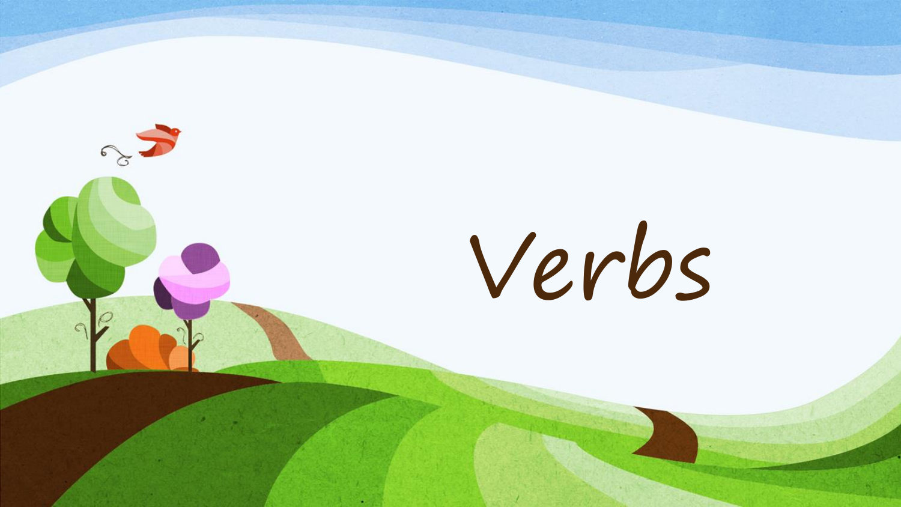# Verbs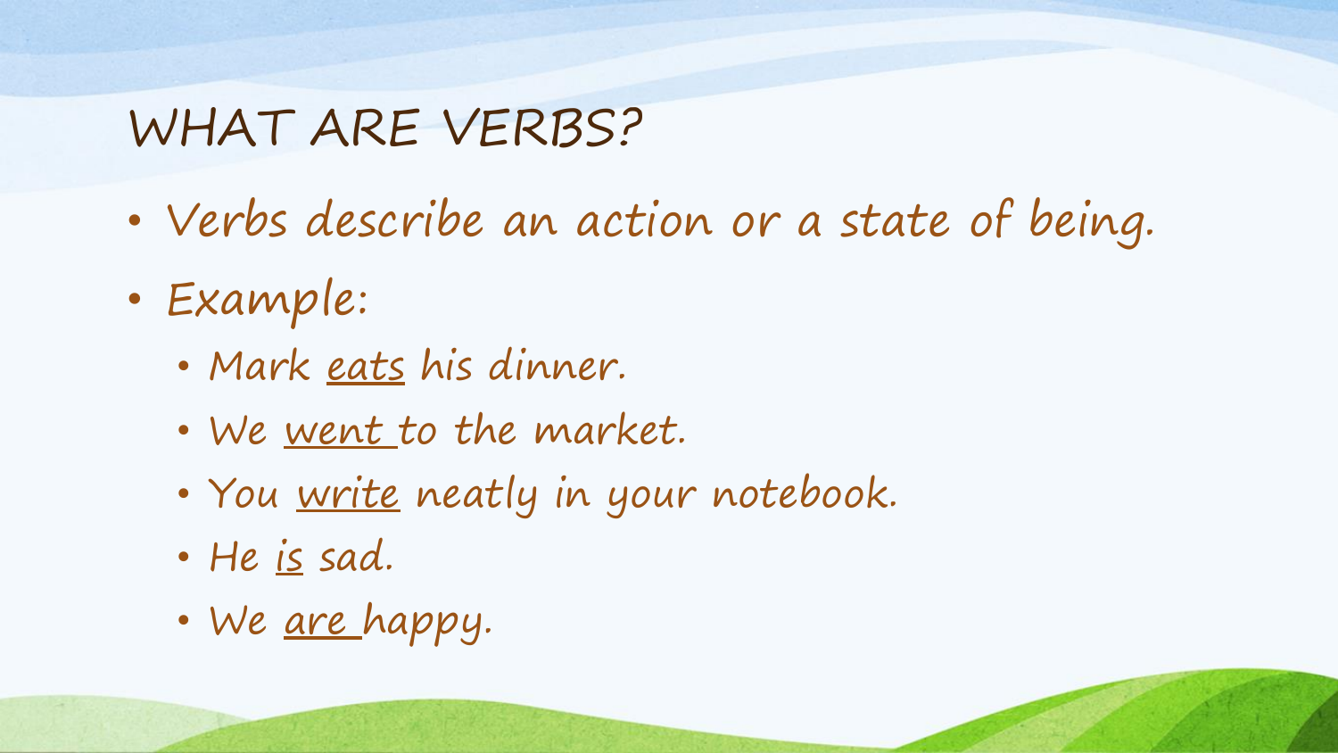# WHAT ARE VERBS?

- Verbs describe an action or a state of being.
- Example:
  - Mark <u>eats</u> his dinner.
  - We <u>went</u> to the market.
  - You <u>write</u> neatly in your notebook.
  - He <u>is</u> sad.
  - We <u>are</u> happy.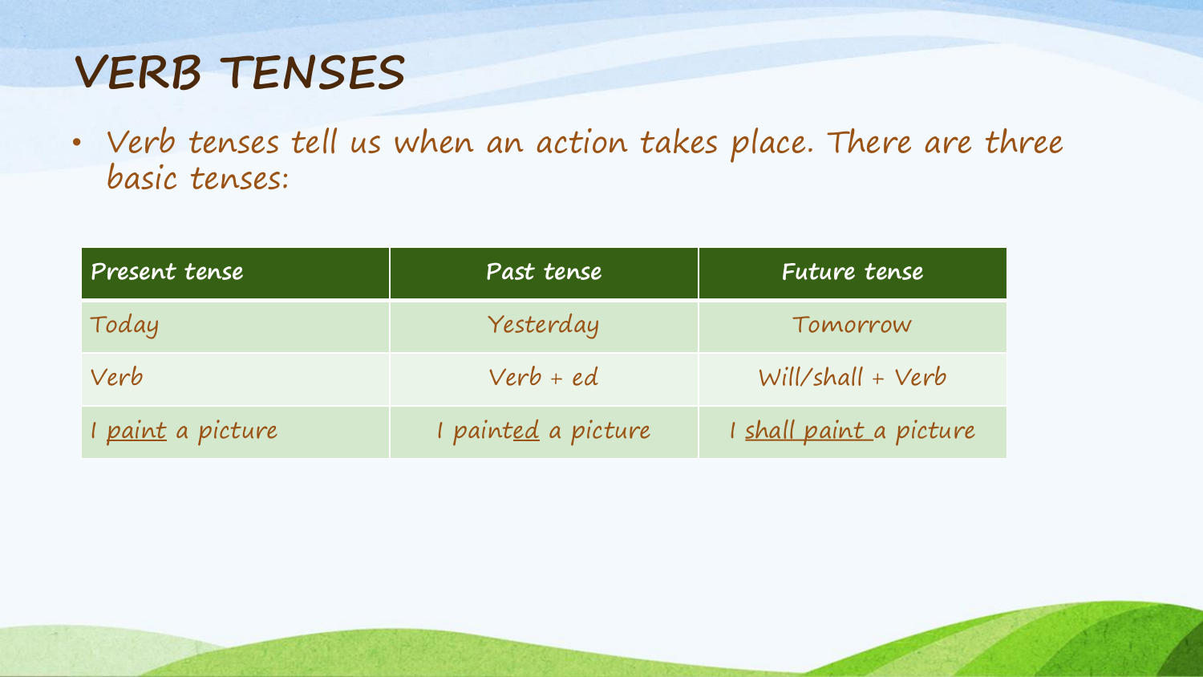# VERB TENSES

- Verb tenses tell us when an action takes place. There are three basic tenses:

| Present tense | Past tense | Future tense |
|---|---|---|
| Today | Yesterday | Tomorrow |
| Verb | Verb + ed | Will/shall + Verb |
| I <u>paint</u> a picture | I paint<u>ed</u> a picture | I <u>shall paint</u> a picture |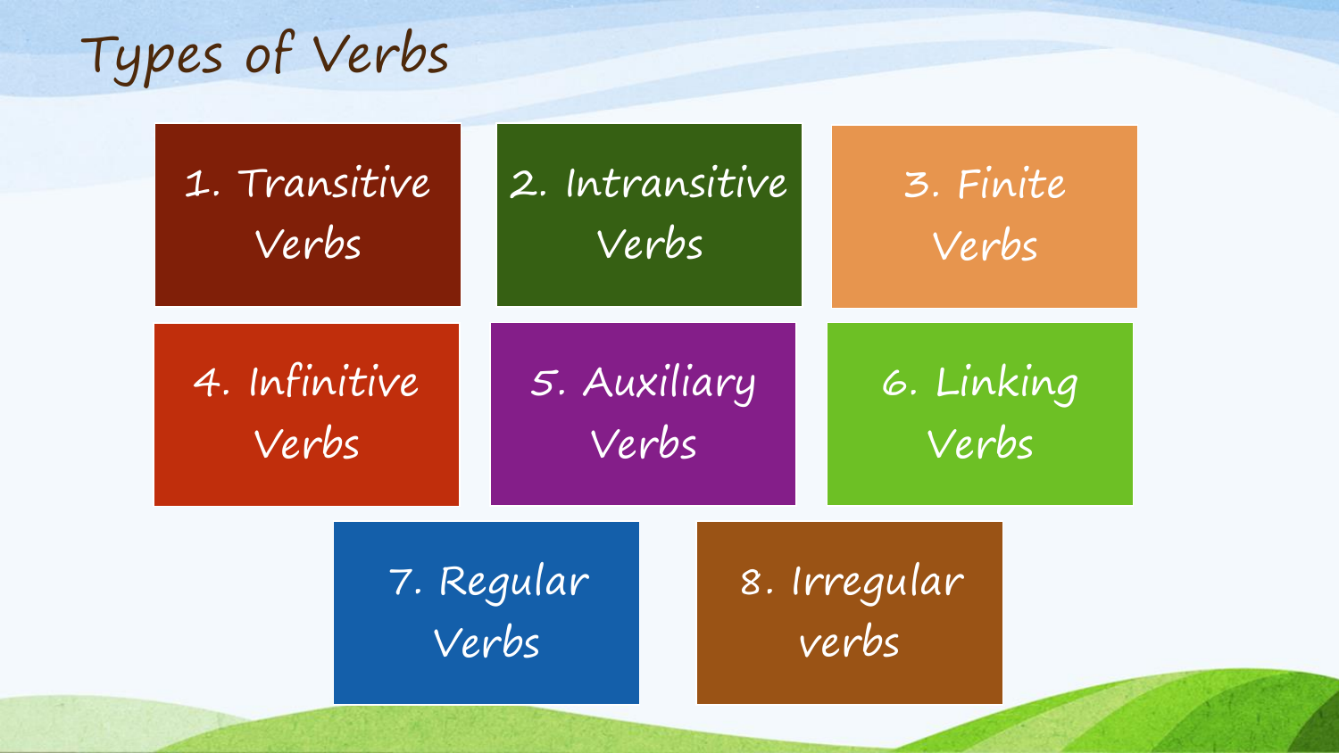# Types of Verbs

1. Transitive Verbs
2. Intransitive Verbs
3. Finite Verbs
4. Infinitive Verbs
5. Auxiliary Verbs
6. Linking Verbs
7. Regular Verbs
8. Irregular verbs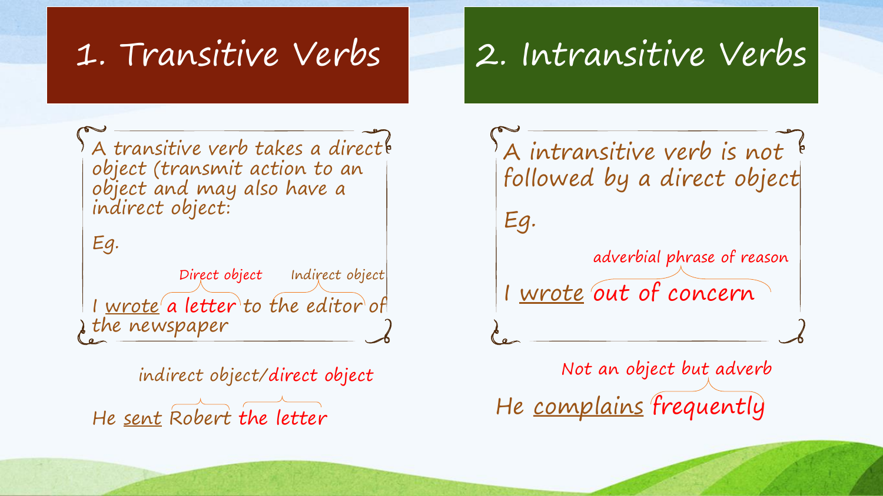## 1. Transitive Verbs

A transitive verb takes a direct object (transmit action to an object and may also have a indirect object:

Eg.

Direct object — Indirect object

I <u>wrote</u> a letter to the editor of the newspaper

indirect object/direct object

He <u>sent</u> Robert the letter

## 2. Intransitive Verbs

A intransitive verb is not followed by a direct object

Eg.

adverbial phrase of reason

I <u>wrote</u> out of concern

Not an object but adverb

He <u>complains</u> frequently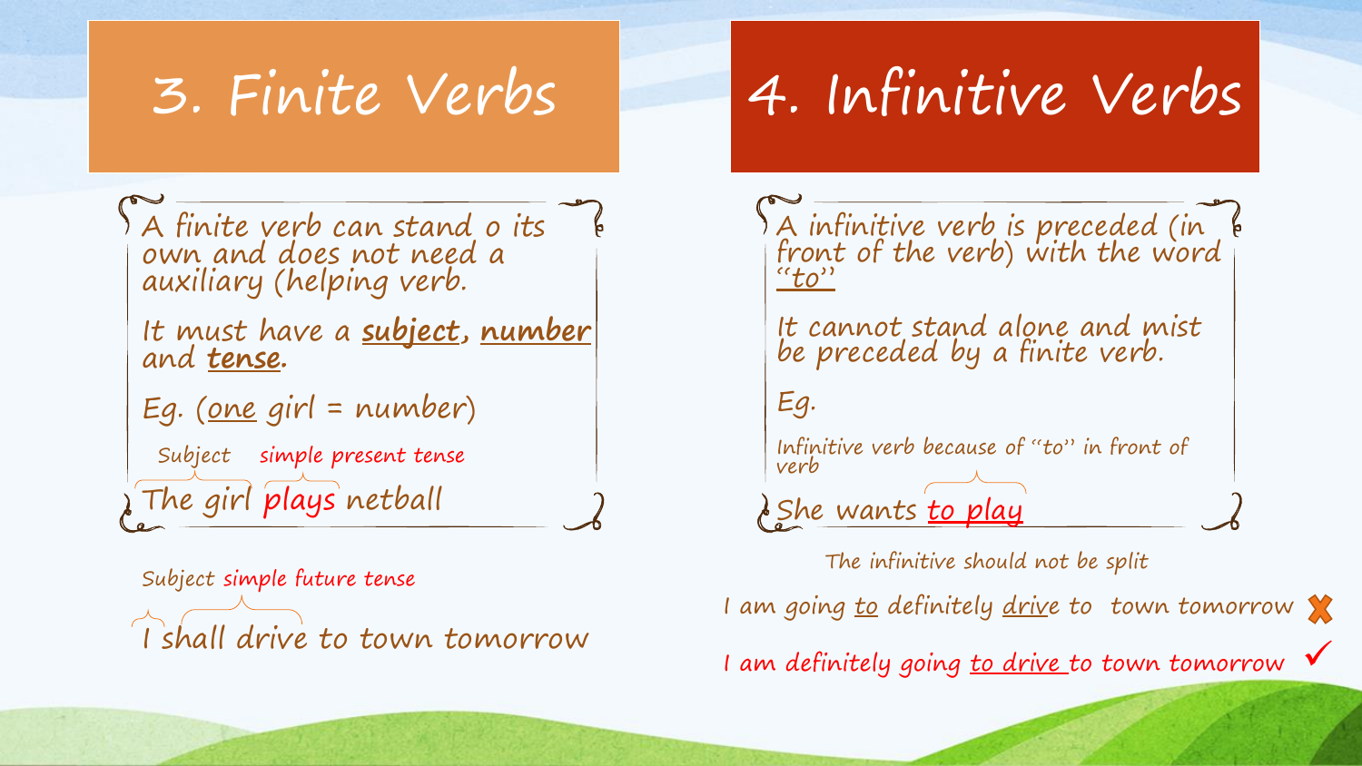## 3. Finite Verbs

A finite verb can stand o its own and does not need a auxiliary (helping verb.

It must have a **subject**, **number** and **tense**.

Eg. (one girl = number)

Subject simple present tense

The girl plays netball

Subject simple future tense

I shall drive to town tomorrow

## 4. Infinitive Verbs

A infinitive verb is preceded (in front of the verb) with the word "to"

It cannot stand alone and mist be preceded by a finite verb.

Eg.

Infinitive verb because of "to" in front of verb

She wants to play

The infinitive should not be split

I am going to definitely drive to town tomorrow ✗

I am definitely going to drive to town tomorrow ✓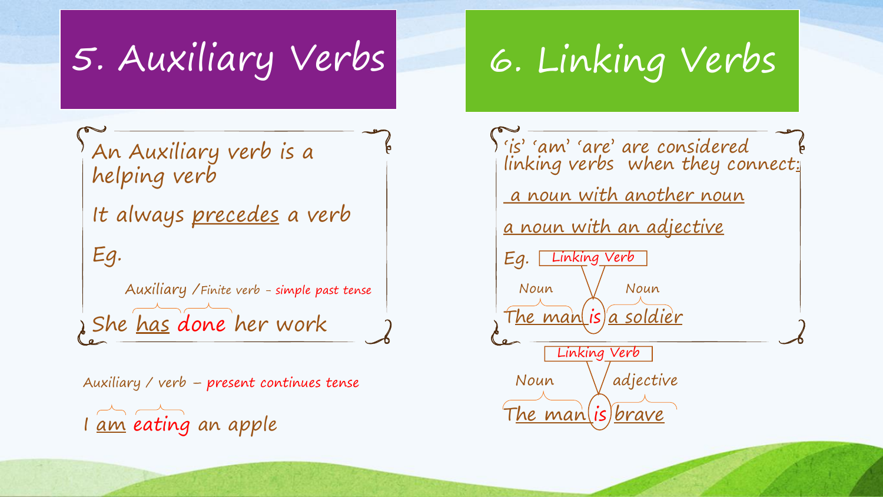# 5. Auxiliary Verbs

An Auxiliary verb is a helping verb

It always precedes a verb

Eg.

Auxiliary / Finite verb – simple past tense

She has done her work

Auxiliary / verb – present continues tense

I am eating an apple

# 6. Linking Verbs

'is' 'am' 'are' are considered linking verbs when they connect:

a noun with another noun

a noun with an adjective

Eg.

Linking Verb

Noun Noun

The man is a soldier

Linking Verb

Noun adjective

The man is brave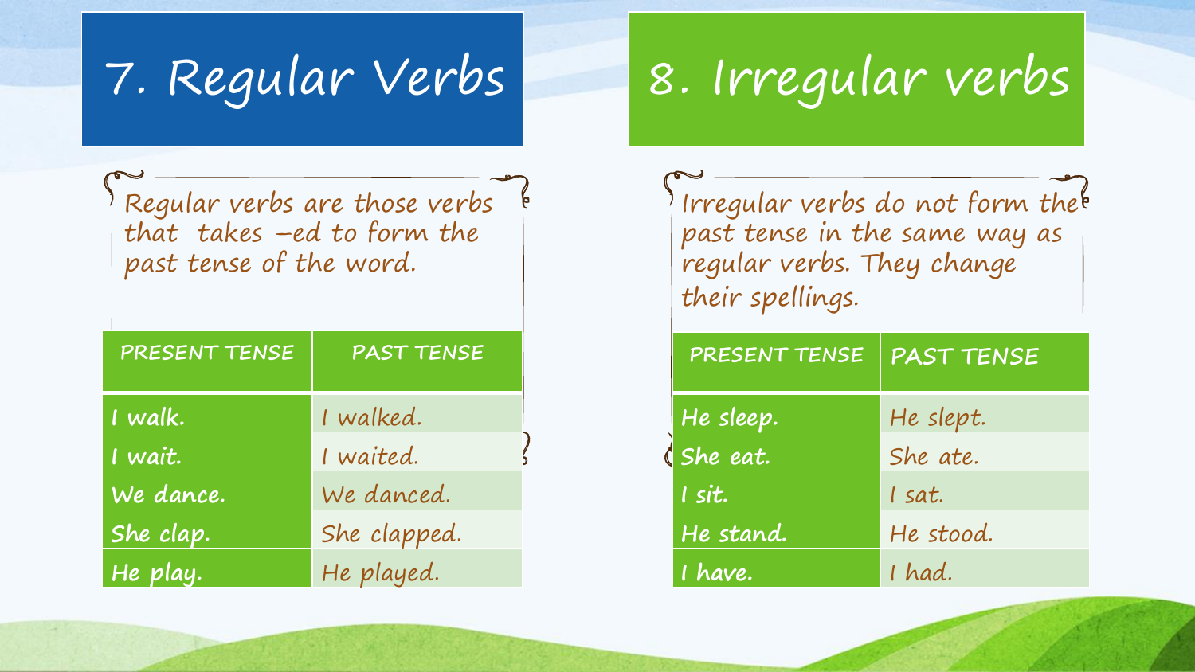# 7. Regular Verbs

Regular verbs are those verbs that takes –ed to form the past tense of the word.

| PRESENT TENSE | PAST TENSE |
| --- | --- |
| I walk. | I walked. |
| I wait. | I waited. |
| We dance. | We danced. |
| She clap. | She clapped. |
| He play. | He played. |

# 8. Irregular verbs

Irregular verbs do not form the past tense in the same way as regular verbs. They change their spellings.

| PRESENT TENSE | PAST TENSE |
| --- | --- |
| He sleep. | He slept. |
| She eat. | She ate. |
| I sit. | I sat. |
| He stand. | He stood. |
| I have. | I had. |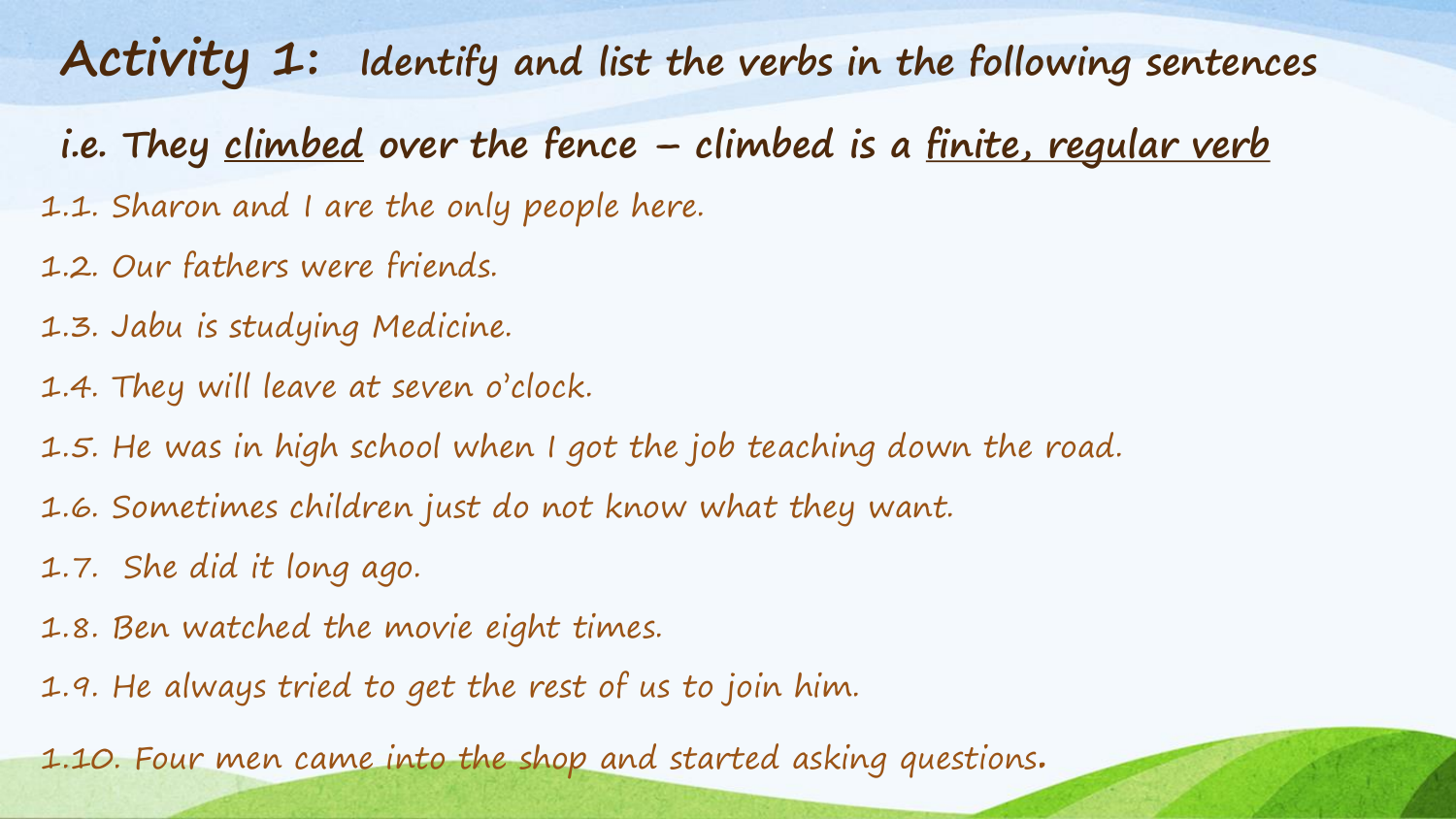## **Activity 1:** Identify and list the verbs in the following sentences

**i.e. They <u>climbed</u> over the fence – climbed is a <u>finite, regular verb</u>**

1.1. Sharon and I are the only people here.

1.2. Our fathers were friends.

1.3. Jabu is studying Medicine.

1.4. They will leave at seven o'clock.

1.5. He was in high school when I got the job teaching down the road.

1.6. Sometimes children just do not know what they want.

1.7. She did it long ago.

1.8. Ben watched the movie eight times.

1.9. He always tried to get the rest of us to join him.

1.10. Four men came into the shop and started asking questions.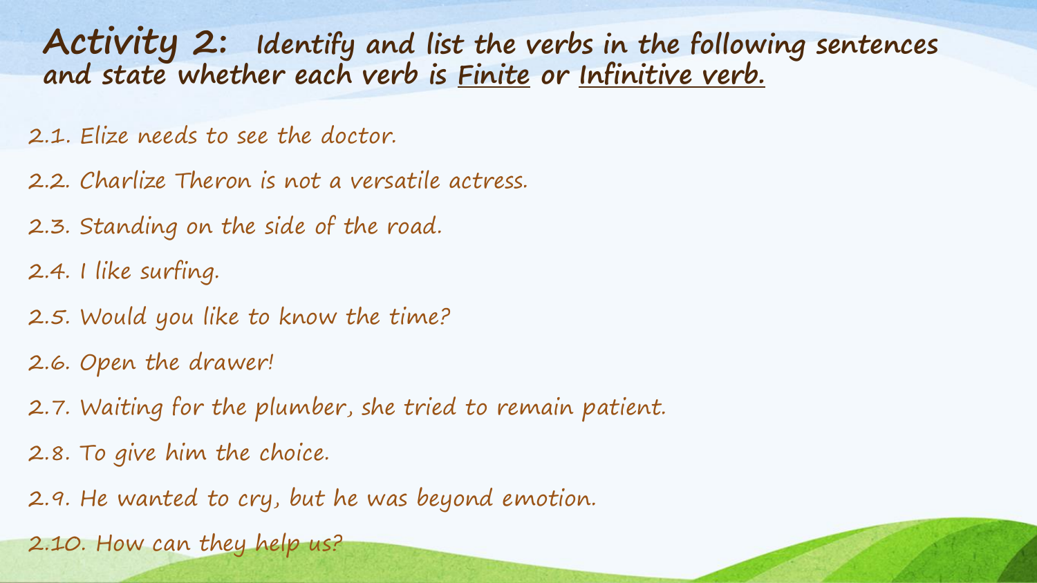## **Activity 2:** Identify and list the verbs in the following sentences and state whether each verb is Finite or Infinitive verb.

2.1. Elize needs to see the doctor.

2.2. Charlize Theron is not a versatile actress.

2.3. Standing on the side of the road.

2.4. I like surfing.

2.5. Would you like to know the time?

2.6. Open the drawer!

2.7. Waiting for the plumber, she tried to remain patient.

2.8. To give him the choice.

2.9. He wanted to cry, but he was beyond emotion.

2.10. How can they help us?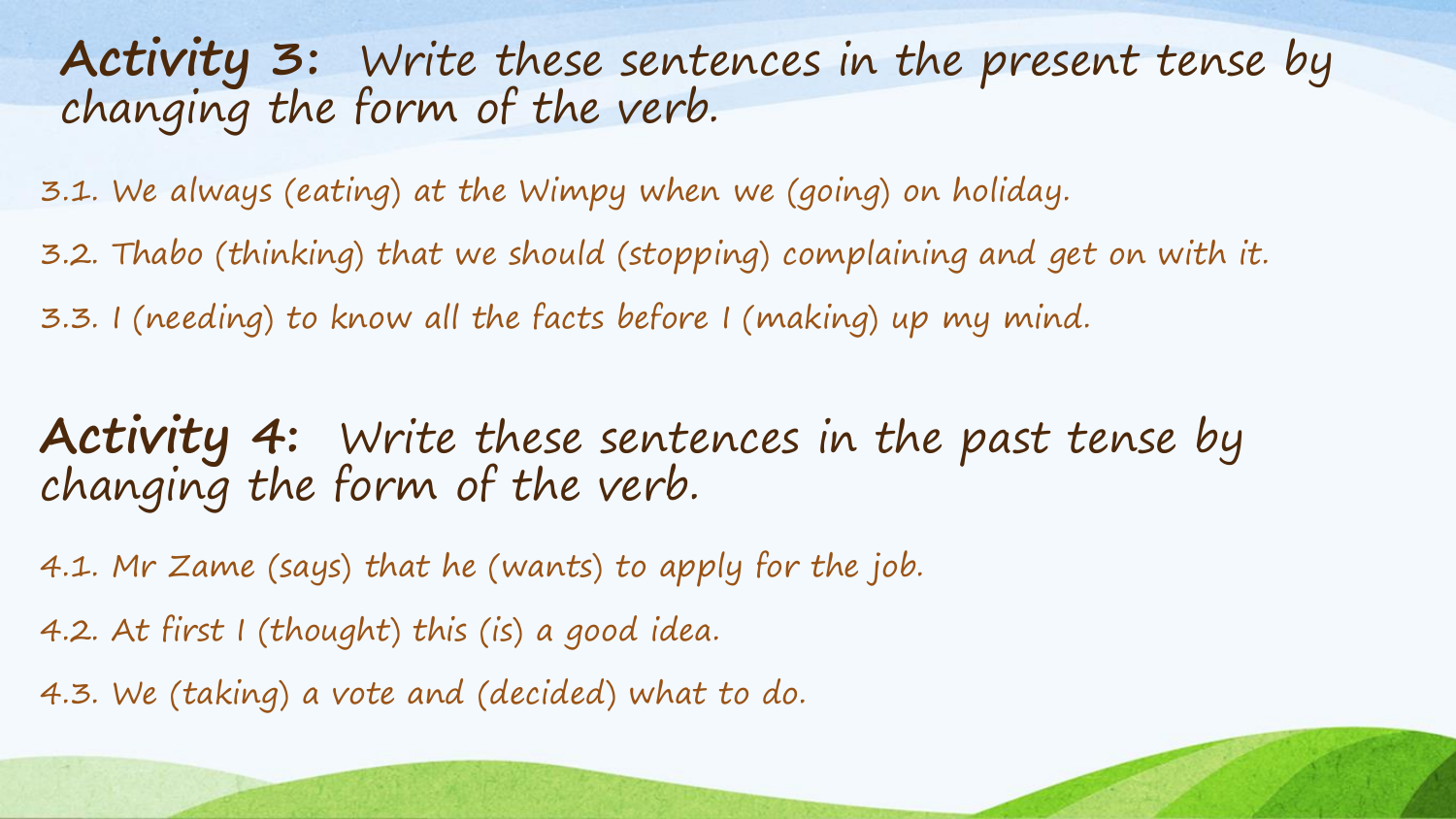## **Activity 3:** Write these sentences in the present tense by changing the form of the verb.

3.1. We always (eating) at the Wimpy when we (going) on holiday.

3.2. Thabo (thinking) that we should (stopping) complaining and get on with it.

3.3. I (needing) to know all the facts before I (making) up my mind.

## **Activity 4:** Write these sentences in the past tense by changing the form of the verb.

4.1. Mr Zame (says) that he (wants) to apply for the job.

4.2. At first I (thought) this (is) a good idea.

4.3. We (taking) a vote and (decided) what to do.